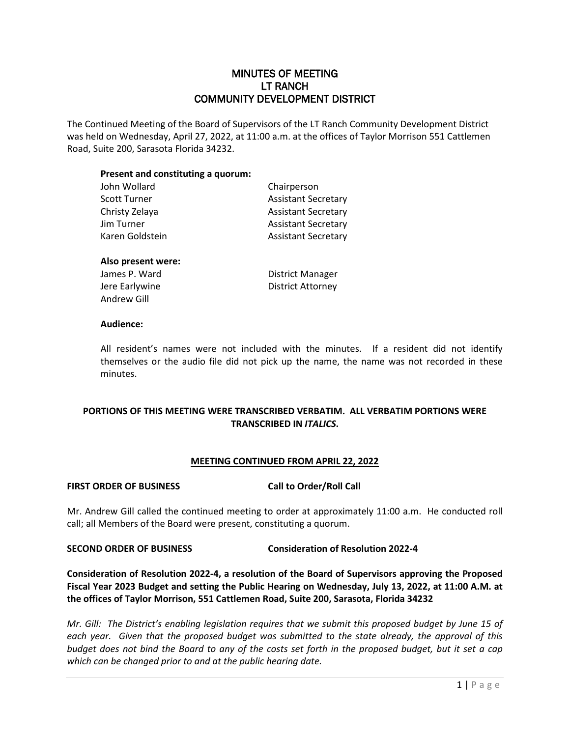# MINUTES OF MEETING
# LT RANCH
# COMMUNITY DEVELOPMENT DISTRICT

The Continued Meeting of the Board of Supervisors of the LT Ranch Community Development District was held on Wednesday, April 27, 2022, at 11:00 a.m. at the offices of Taylor Morrison 551 Cattlemen Road, Suite 200, Sarasota Florida 34232.

**Present and constituting a quorum:**

| | |
|---|---|
| John Wollard | Chairperson |
| Scott Turner | Assistant Secretary |
| Christy Zelaya | Assistant Secretary |
| Jim Turner | Assistant Secretary |
| Karen Goldstein | Assistant Secretary |

**Also present were:**

| | |
|---|---|
| James P. Ward | District Manager |
| Jere Earlywine | District Attorney |
| Andrew Gill | |

**Audience:**

All resident's names were not included with the minutes. If a resident did not identify themselves or the audio file did not pick up the name, the name was not recorded in these minutes.

**PORTIONS OF THIS MEETING WERE TRANSCRIBED VERBATIM. ALL VERBATIM PORTIONS WERE TRANSCRIBED IN *ITALICS*.**

**MEETING CONTINUED FROM APRIL 22, 2022**

**FIRST ORDER OF BUSINESS** **Call to Order/Roll Call**

Mr. Andrew Gill called the continued meeting to order at approximately 11:00 a.m. He conducted roll call; all Members of the Board were present, constituting a quorum.

**SECOND ORDER OF BUSINESS** **Consideration of Resolution 2022-4**

**Consideration of Resolution 2022-4, a resolution of the Board of Supervisors approving the Proposed Fiscal Year 2023 Budget and setting the Public Hearing on Wednesday, July 13, 2022, at 11:00 A.M. at the offices of Taylor Morrison, 551 Cattlemen Road, Suite 200, Sarasota, Florida 34232**

*Mr. Gill: The District's enabling legislation requires that we submit this proposed budget by June 15 of each year. Given that the proposed budget was submitted to the state already, the approval of this budget does not bind the Board to any of the costs set forth in the proposed budget, but it set a cap which can be changed prior to and at the public hearing date.*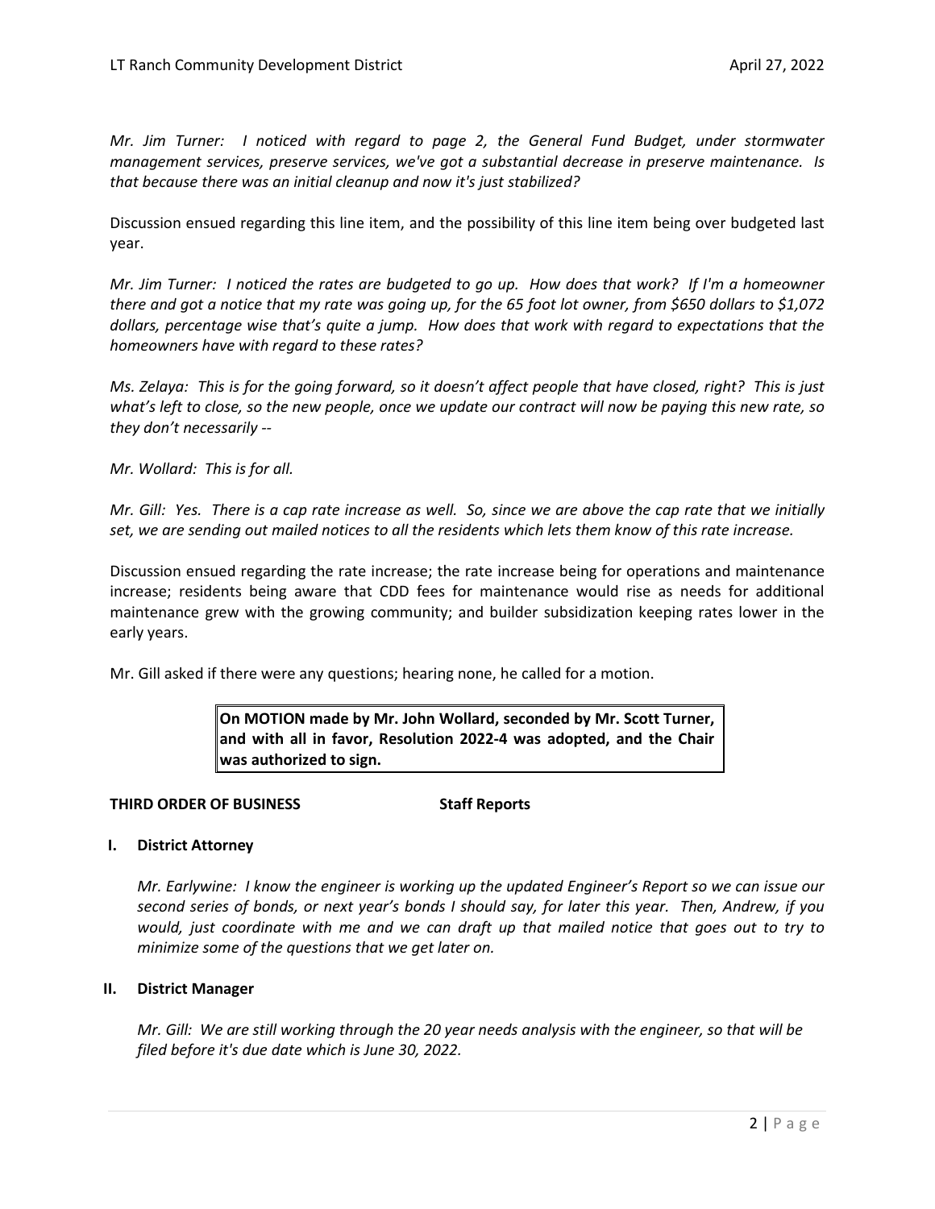*Mr. Jim Turner: I noticed with regard to page 2, the General Fund Budget, under stormwater management services, preserve services, we've got a substantial decrease in preserve maintenance. Is that because there was an initial cleanup and now it's just stabilized?*

Discussion ensued regarding this line item, and the possibility of this line item being over budgeted last year.

*Mr. Jim Turner: I noticed the rates are budgeted to go up. How does that work? If I'm a homeowner there and got a notice that my rate was going up, for the 65 foot lot owner, from $650 dollars to $1,072 dollars, percentage wise that's quite a jump. How does that work with regard to expectations that the homeowners have with regard to these rates?*

*Ms. Zelaya: This is for the going forward, so it doesn't affect people that have closed, right? This is just what's left to close, so the new people, once we update our contract will now be paying this new rate, so they don't necessarily --*

*Mr. Wollard: This is for all.*

*Mr. Gill: Yes. There is a cap rate increase as well. So, since we are above the cap rate that we initially set, we are sending out mailed notices to all the residents which lets them know of this rate increase.*

Discussion ensued regarding the rate increase; the rate increase being for operations and maintenance increase; residents being aware that CDD fees for maintenance would rise as needs for additional maintenance grew with the growing community; and builder subsidization keeping rates lower in the early years.

Mr. Gill asked if there were any questions; hearing none, he called for a motion.

> **On MOTION made by Mr. John Wollard, seconded by Mr. Scott Turner, and with all in favor, Resolution 2022-4 was adopted, and the Chair was authorized to sign.**

**THIRD ORDER OF BUSINESS — Staff Reports**

**I. District Attorney**

*Mr. Earlywine: I know the engineer is working up the updated Engineer's Report so we can issue our second series of bonds, or next year's bonds I should say, for later this year. Then, Andrew, if you would, just coordinate with me and we can draft up that mailed notice that goes out to try to minimize some of the questions that we get later on.*

**II. District Manager**

*Mr. Gill: We are still working through the 20 year needs analysis with the engineer, so that will be filed before it's due date which is June 30, 2022.*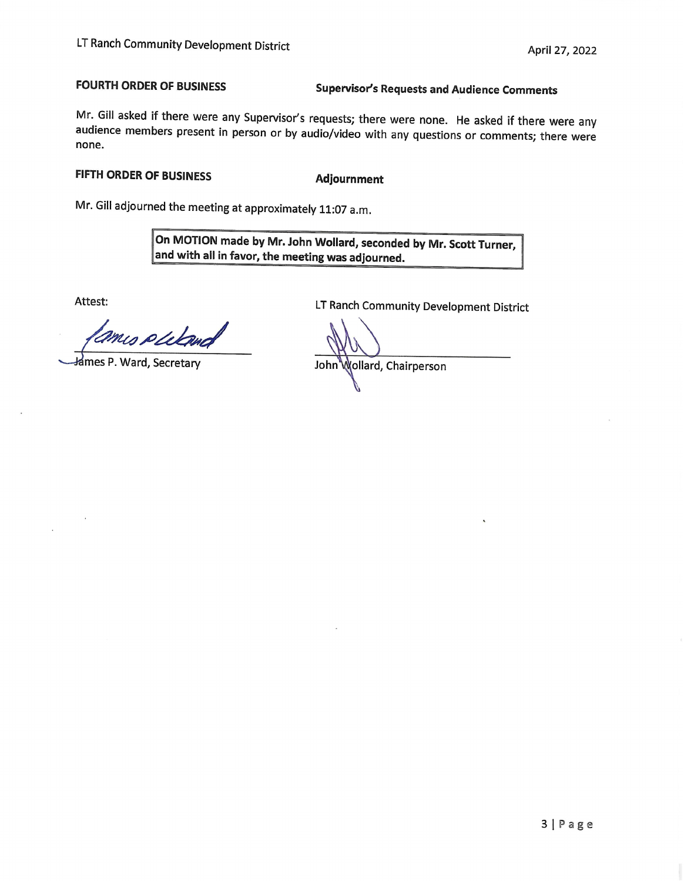**FOURTH ORDER OF BUSINESS** **Supervisor's Requests and Audience Comments**

Mr. Gill asked if there were any Supervisor's requests; there were none. He asked if there were any audience members present in person or by audio/video with any questions or comments; there were none.

**FIFTH ORDER OF BUSINESS** **Adjournment**

Mr. Gill adjourned the meeting at approximately 11:07 a.m.

> **On MOTION made by Mr. John Wollard, seconded by Mr. Scott Turner, and with all in favor, the meeting was adjourned.**

Attest:

James P. Ward, Secretary

LT Ranch Community Development District

John Wollard, Chairperson